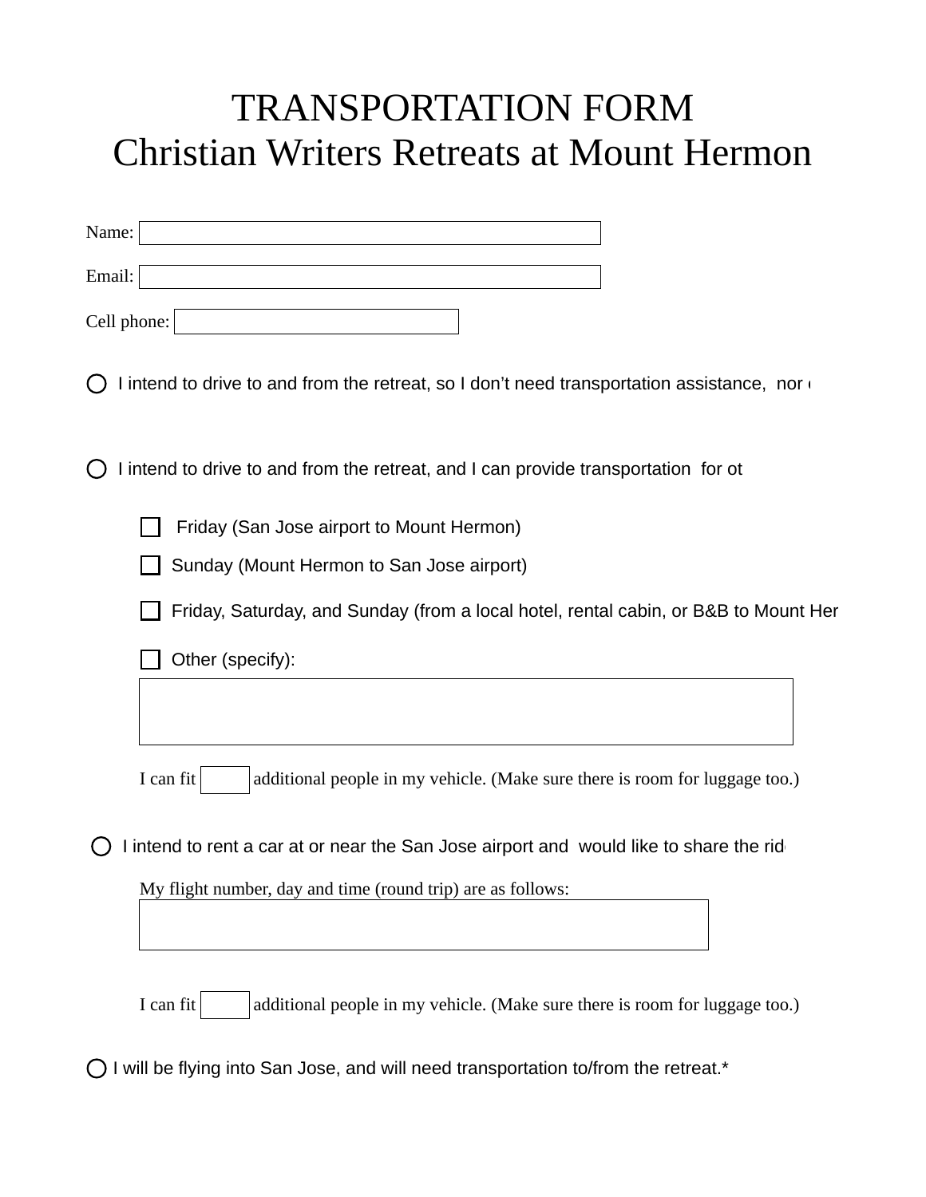# TRANSPORTATION FORM
# Christian Writers Retreats at Mount Hermon

Name: 

Email: 

Cell phone: 

○ I intend to drive to and from the retreat, so I don't need transportation assistance, nor o

○ I intend to drive to and from the retreat, and I can provide transportation for ot

- ☐ Friday (San Jose airport to Mount Hermon)
- ☐ Sunday (Mount Hermon to San Jose airport)
- ☐ Friday, Saturday, and Sunday (from a local hotel, rental cabin, or B&B to Mount Her
- ☐ Other (specify):

I can fit ___ additional people in my vehicle. (Make sure there is room for luggage too.)

○ I intend to rent a car at or near the San Jose airport and would like to share the rid

My flight number, day and time (round trip) are as follows:

I can fit ___ additional people in my vehicle. (Make sure there is room for luggage too.)

○ I will be flying into San Jose, and will need transportation to/from the retreat.*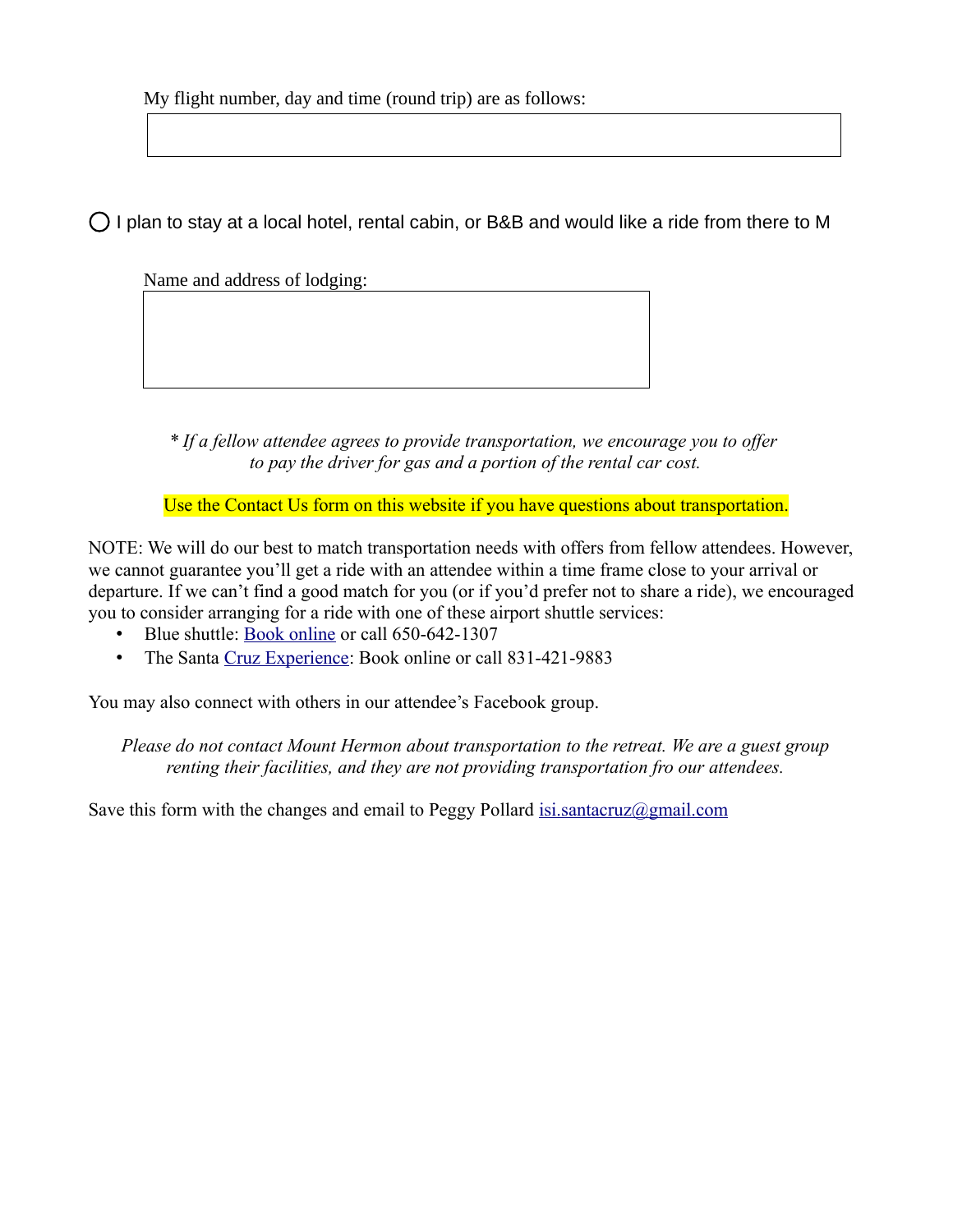My flight number, day and time (round trip) are as follows:

| |
|---|
| |

◯ I plan to stay at a local hotel, rental cabin, or B&B and would like a ride from there to M

Name and address of lodging:

| |
|---|
| |

*\* If a fellow attendee agrees to provide transportation, we encourage you to offer to pay the driver for gas and a portion of the rental car cost.*

Use the Contact Us form on this website if you have questions about transportation.

NOTE: We will do our best to match transportation needs with offers from fellow attendees. However, we cannot guarantee you'll get a ride with an attendee within a time frame close to your arrival or departure. If we can't find a good match for you (or if you'd prefer not to share a ride), we encouraged you to consider arranging for a ride with one of these airport shuttle services:

- Blue shuttle: Book online or call 650-642-1307
- The Santa Cruz Experience: Book online or call 831-421-9883

You may also connect with others in our attendee's Facebook group.

*Please do not contact Mount Hermon about transportation to the retreat. We are a guest group renting their facilities, and they are not providing transportation fro our attendees.*

Save this form with the changes and email to Peggy Pollard isi.santacruz@gmail.com